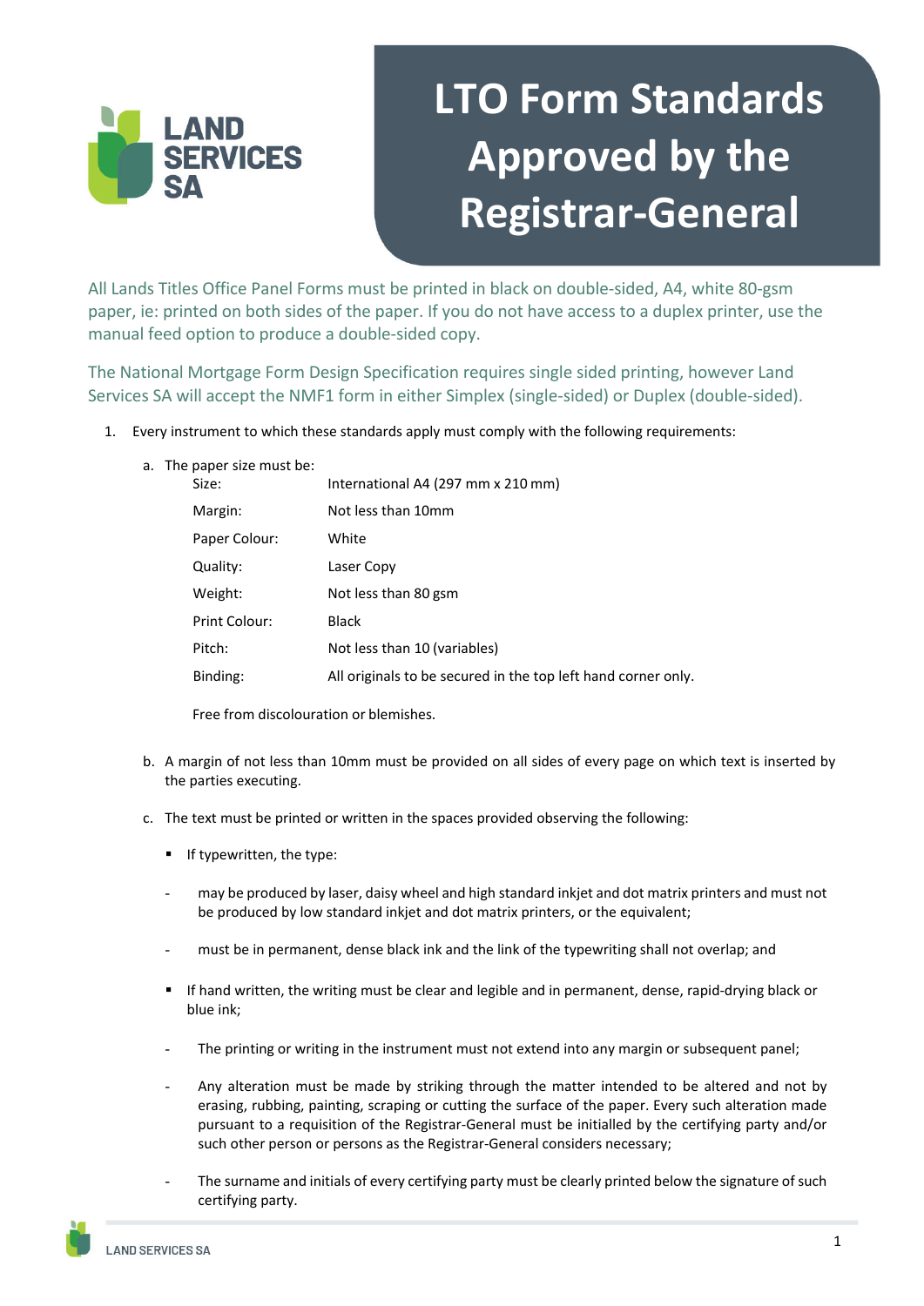# LTO Form Standards Approved by the Registrar-General

All Lands Titles Office Panel Forms must be printed in black on double-sided, A4, white 80-gsm paper, ie: printed on both sides of the paper. If you do not have access to a duplex printer, use the manual feed option to produce a double-sided copy.

The National Mortgage Form Design Specification requires single sided printing, however Land Services SA will accept the NMF1 form in either Simplex (single-sided) or Duplex (double-sided).

1. Every instrument to which these standards apply must comply with the following requirements:

   a. The paper size must be:

   | | |
   |---|---|
   | Size: | International A4 (297 mm x 210 mm) |
   | Margin: | Not less than 10mm |
   | Paper Colour: | White |
   | Quality: | Laser Copy |
   | Weight: | Not less than 80 gsm |
   | Print Colour: | Black |
   | Pitch: | Not less than 10 (variables) |
   | Binding: | All originals to be secured in the top left hand corner only. |

   Free from discolouration or blemishes.

   b. A margin of not less than 10mm must be provided on all sides of every page on which text is inserted by the parties executing.

   c. The text must be printed or written in the spaces provided observing the following:

   - If typewritten, the type:
     - may be produced by laser, daisy wheel and high standard inkjet and dot matrix printers and must not be produced by low standard inkjet and dot matrix printers, or the equivalent;
     - must be in permanent, dense black ink and the link of the typewriting shall not overlap; and
   - If hand written, the writing must be clear and legible and in permanent, dense, rapid-drying black or blue ink;
     - The printing or writing in the instrument must not extend into any margin or subsequent panel;
     - Any alteration must be made by striking through the matter intended to be altered and not by erasing, rubbing, painting, scraping or cutting the surface of the paper. Every such alteration made pursuant to a requisition of the Registrar-General must be initialled by the certifying party and/or such other person or persons as the Registrar-General considers necessary;
     - The surname and initials of every certifying party must be clearly printed below the signature of such certifying party.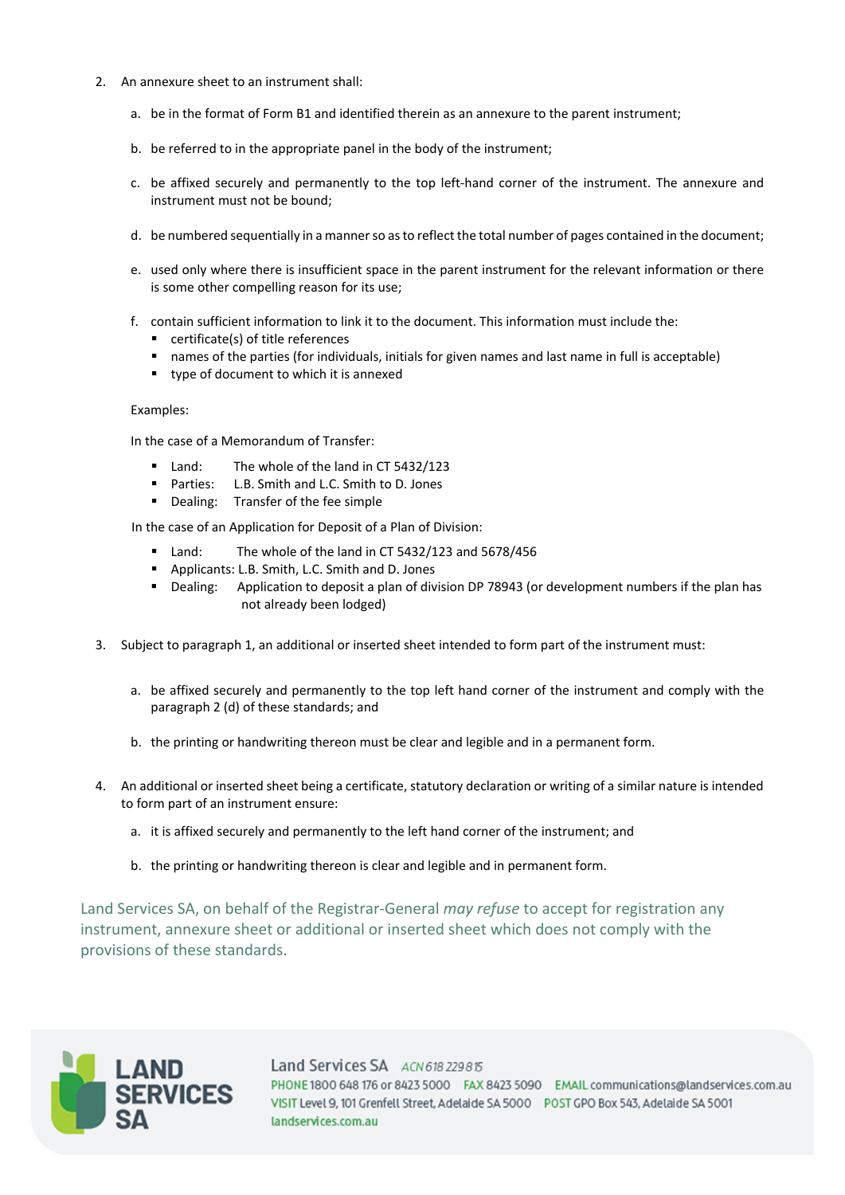2. An annexure sheet to an instrument shall:

   a. be in the format of Form B1 and identified therein as an annexure to the parent instrument;

   b. be referred to in the appropriate panel in the body of the instrument;

   c. be affixed securely and permanently to the top left-hand corner of the instrument. The annexure and instrument must not be bound;

   d. be numbered sequentially in a manner so as to reflect the total number of pages contained in the document;

   e. used only where there is insufficient space in the parent instrument for the relevant information or there is some other compelling reason for its use;

   f. contain sufficient information to link it to the document. This information must include the:
      - certificate(s) of title references
      - names of the parties (for individuals, initials for given names and last name in full is acceptable)
      - type of document to which it is annexed

   Examples:

   In the case of a Memorandum of Transfer:

   - Land: The whole of the land in CT 5432/123
   - Parties: L.B. Smith and L.C. Smith to D. Jones
   - Dealing: Transfer of the fee simple

   In the case of an Application for Deposit of a Plan of Division:

   - Land: The whole of the land in CT 5432/123 and 5678/456
   - Applicants: L.B. Smith, L.C. Smith and D. Jones
   - Dealing: Application to deposit a plan of division DP 78943 (or development numbers if the plan has not already been lodged)

3. Subject to paragraph 1, an additional or inserted sheet intended to form part of the instrument must:

   a. be affixed securely and permanently to the top left hand corner of the instrument and comply with the paragraph 2 (d) of these standards; and

   b. the printing or handwriting thereon must be clear and legible and in a permanent form.

4. An additional or inserted sheet being a certificate, statutory declaration or writing of a similar nature is intended to form part of an instrument ensure:

   a. it is affixed securely and permanently to the left hand corner of the instrument; and

   b. the printing or handwriting thereon is clear and legible and in permanent form.

Land Services SA, on behalf of the Registrar-General *may refuse* to accept for registration any instrument, annexure sheet or additional or inserted sheet which does not comply with the provisions of these standards.